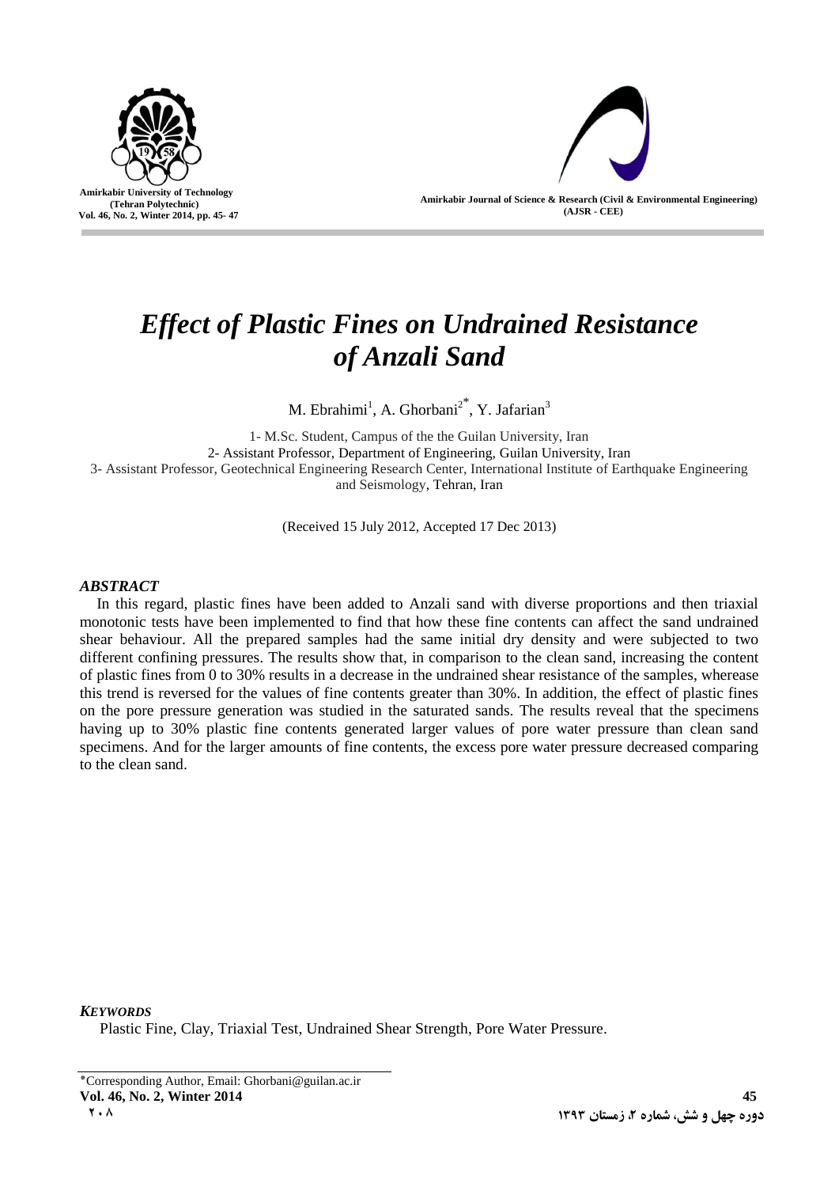# *Effect of Plastic Fines on Undrained Resistance of Anzali Sand*

M. Ebrahimi[1], A. Ghorbani[2*], Y. Jafarian[3]

1- M.Sc. Student, Campus of the the Guilan University, Iran
2- Assistant Professor, Department of Engineering, Guilan University, Iran
3- Assistant Professor, Geotechnical Engineering Research Center, International Institute of Earthquake Engineering and Seismology, Tehran, Iran

(Received 15 July 2012, Accepted 17 Dec 2013)

### *ABSTRACT*

In this regard, plastic fines have been added to Anzali sand with diverse proportions and then triaxial monotonic tests have been implemented to find that how these fine contents can affect the sand undrained shear behaviour. All the prepared samples had the same initial dry density and were subjected to two different confining pressures. The results show that, in comparison to the clean sand, increasing the content of plastic fines from 0 to 30% results in a decrease in the undrained shear resistance of the samples, wherease this trend is reversed for the values of fine contents greater than 30%. In addition, the effect of plastic fines on the pore pressure generation was studied in the saturated sands. The results reveal that the specimens having up to 30% plastic fine contents generated larger values of pore water pressure than clean sand specimens. And for the larger amounts of fine contents, the excess pore water pressure decreased comparing to the clean sand.

### *KEYWORDS*

Plastic Fine, Clay, Triaxial Test, Undrained Shear Strength, Pore Water Pressure.

*Corresponding Author, Email: Ghorbani@guilan.ac.ir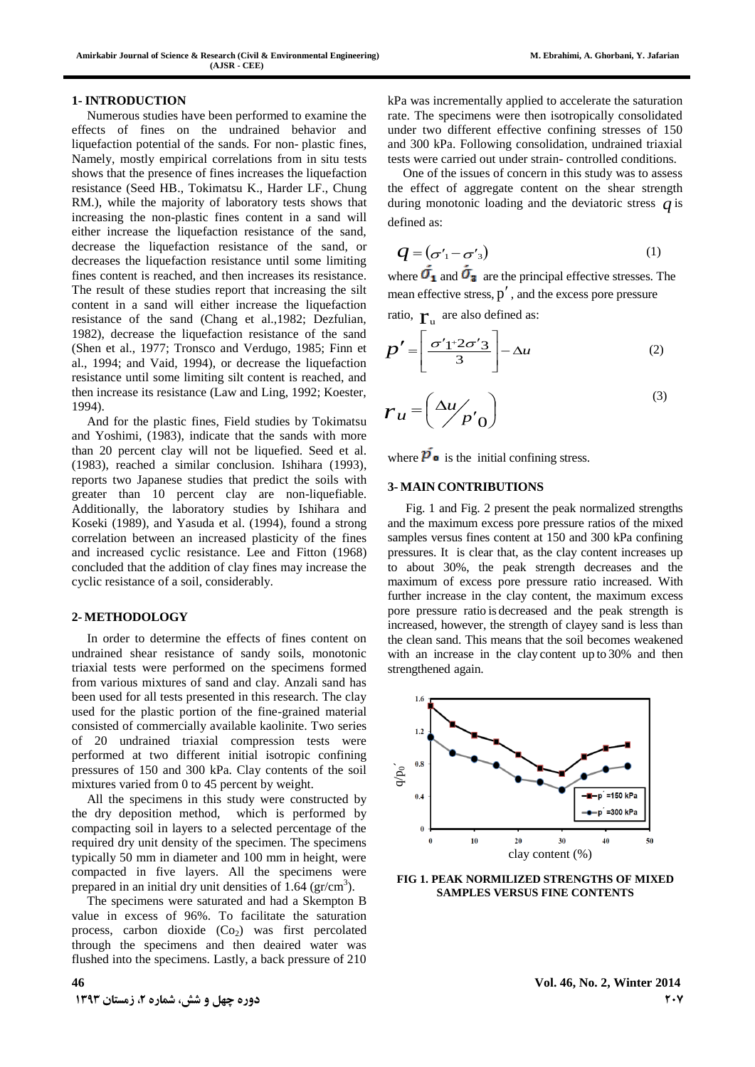## 1- INTRODUCTION

Numerous studies have been performed to examine the effects of fines on the undrained behavior and liquefaction potential of the sands. For non- plastic fines, Namely, mostly empirical correlations from in situ tests shows that the presence of fines increases the liquefaction resistance (Seed HB., Tokimatsu K., Harder LF., Chung RM.), while the majority of laboratory tests shows that increasing the non-plastic fines content in a sand will either increase the liquefaction resistance of the sand, decrease the liquefaction resistance of the sand, or decreases the liquefaction resistance until some limiting fines content is reached, and then increases its resistance. The result of these studies report that increasing the silt content in a sand will either increase the liquefaction resistance of the sand (Chang et al.,1982; Dezfulian, 1982), decrease the liquefaction resistance of the sand (Shen et al., 1977; Tronsco and Verdugo, 1985; Finn et al., 1994; and Vaid, 1994), or decrease the liquefaction resistance until some limiting silt content is reached, and then increase its resistance (Law and Ling, 1992; Koester, 1994).

And for the plastic fines, Field studies by Tokimatsu and Yoshimi, (1983), indicate that the sands with more than 20 percent clay will not be liquefied. Seed et al. (1983), reached a similar conclusion. Ishihara (1993), reports two Japanese studies that predict the soils with greater than 10 percent clay are non-liquefiable. Additionally, the laboratory studies by Ishihara and Koseki (1989), and Yasuda et al. (1994), found a strong correlation between an increased plasticity of the fines and increased cyclic resistance. Lee and Fitton (1968) concluded that the addition of clay fines may increase the cyclic resistance of a soil, considerably.

## 2- METHODOLOGY

In order to determine the effects of fines content on undrained shear resistance of sandy soils, monotonic triaxial tests were performed on the specimens formed from various mixtures of sand and clay. Anzali sand has been used for all tests presented in this research. The clay used for the plastic portion of the fine-grained material consisted of commercially available kaolinite. Two series of 20 undrained triaxial compression tests were performed at two different initial isotropic confining pressures of 150 and 300 kPa. Clay contents of the soil mixtures varied from 0 to 45 percent by weight.

All the specimens in this study were constructed by the dry deposition method, which is performed by compacting soil in layers to a selected percentage of the required dry unit density of the specimen. The specimens typically 50 mm in diameter and 100 mm in height, were compacted in five layers. All the specimens were prepared in an initial dry unit densities of 1.64 (gr/cm$^3$).

The specimens were saturated and had a Skempton B value in excess of 96%. To facilitate the saturation process, carbon dioxide ($Co_2$) was first percolated through the specimens and then deaired water was flushed into the specimens. Lastly, a back pressure of 210 kPa was incrementally applied to accelerate the saturation rate. The specimens were then isotropically consolidated under two different effective confining stresses of 150 and 300 kPa. Following consolidation, undrained triaxial tests were carried out under strain- controlled conditions.

One of the issues of concern in this study was to assess the effect of aggregate content on the shear strength during monotonic loading and the deviatoric stress $q$ is defined as:

$$q = (\sigma'_1 - \sigma'_3) \tag{1}$$

where $\acute{\sigma}_1$ and $\acute{\sigma}_3$ are the principal effective stresses. The mean effective stress, $p'$, and the excess pore pressure ratio, $r_u$ are also defined as:

$$p' = \left[\frac{\sigma'_1 + 2\sigma'_3}{3}\right] - \Delta u \tag{2}$$

$$r_u = \left(\Delta u / p'_0\right) \tag{3}$$

where $\acute{p}_0$ is the initial confining stress.

## 3- MAIN CONTRIBUTIONS

Fig. 1 and Fig. 2 present the peak normalized strengths and the maximum excess pore pressure ratios of the mixed samples versus fines content at 150 and 300 kPa confining pressures. It is clear that, as the clay content increases up to about 30%, the peak strength decreases and the maximum of excess pore pressure ratio increased. With further increase in the clay content, the maximum excess pore pressure ratio is decreased and the peak strength is increased, however, the strength of clayey sand is less than the clean sand. This means that the soil becomes weakened with an increase in the clay content up to 30% and then strengthened again.

FIG 1. PEAK NORMILIZED STRENGTHS OF MIXED SAMPLES VERSUS FINE CONTENTS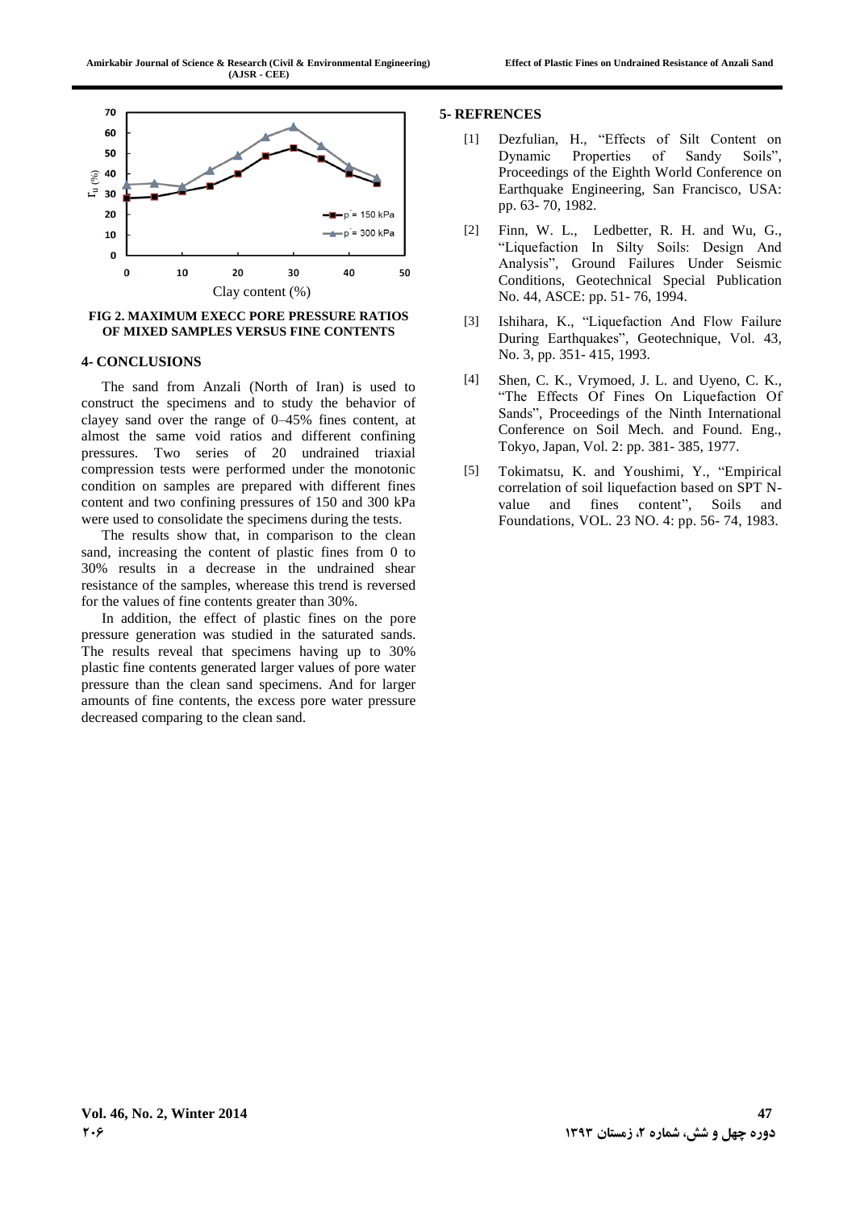70
60
50
40
30
20
10
0

$r_u$ (%)

0 10 20 30 40 50

Clay content (%)

p′= 150 kPa
p′= 300 kPa

**FIG 2. MAXIMUM EXECC PORE PRESSURE RATIOS OF MIXED SAMPLES VERSUS FINE CONTENTS**

## 4- CONCLUSIONS

The sand from Anzali (North of Iran) is used to construct the specimens and to study the behavior of clayey sand over the range of 0–45% fines content, at almost the same void ratios and different confining pressures. Two series of 20 undrained triaxial compression tests were performed under the monotonic condition on samples are prepared with different fines content and two confining pressures of 150 and 300 kPa were used to consolidate the specimens during the tests.

The results show that, in comparison to the clean sand, increasing the content of plastic fines from 0 to 30% results in a decrease in the undrained shear resistance of the samples, wherease this trend is reversed for the values of fine contents greater than 30%.

In addition, the effect of plastic fines on the pore pressure generation was studied in the saturated sands. The results reveal that specimens having up to 30% plastic fine contents generated larger values of pore water pressure than the clean sand specimens. And for larger amounts of fine contents, the excess pore water pressure decreased comparing to the clean sand.

## 5- REFRENCES

[1] Dezfulian, H., "Effects of Silt Content on Dynamic Properties of Sandy Soils", Proceedings of the Eighth World Conference on Earthquake Engineering, San Francisco, USA: pp. 63- 70, 1982.

[2] Finn, W. L., Ledbetter, R. H. and Wu, G., "Liquefaction In Silty Soils: Design And Analysis", Ground Failures Under Seismic Conditions, Geotechnical Special Publication No. 44, ASCE: pp. 51- 76, 1994.

[3] Ishihara, K., "Liquefaction And Flow Failure During Earthquakes", Geotechnique, Vol. 43, No. 3, pp. 351- 415, 1993.

[4] Shen, C. K., Vrymoed, J. L. and Uyeno, C. K., "The Effects Of Fines On Liquefaction Of Sands", Proceedings of the Ninth International Conference on Soil Mech. and Found. Eng., Tokyo, Japan, Vol. 2: pp. 381- 385, 1977.

[5] Tokimatsu, K. and Youshimi, Y., "Empirical correlation of soil liquefaction based on SPT N-value and fines content", Soils and Foundations, VOL. 23 NO. 4: pp. 56- 74, 1983.